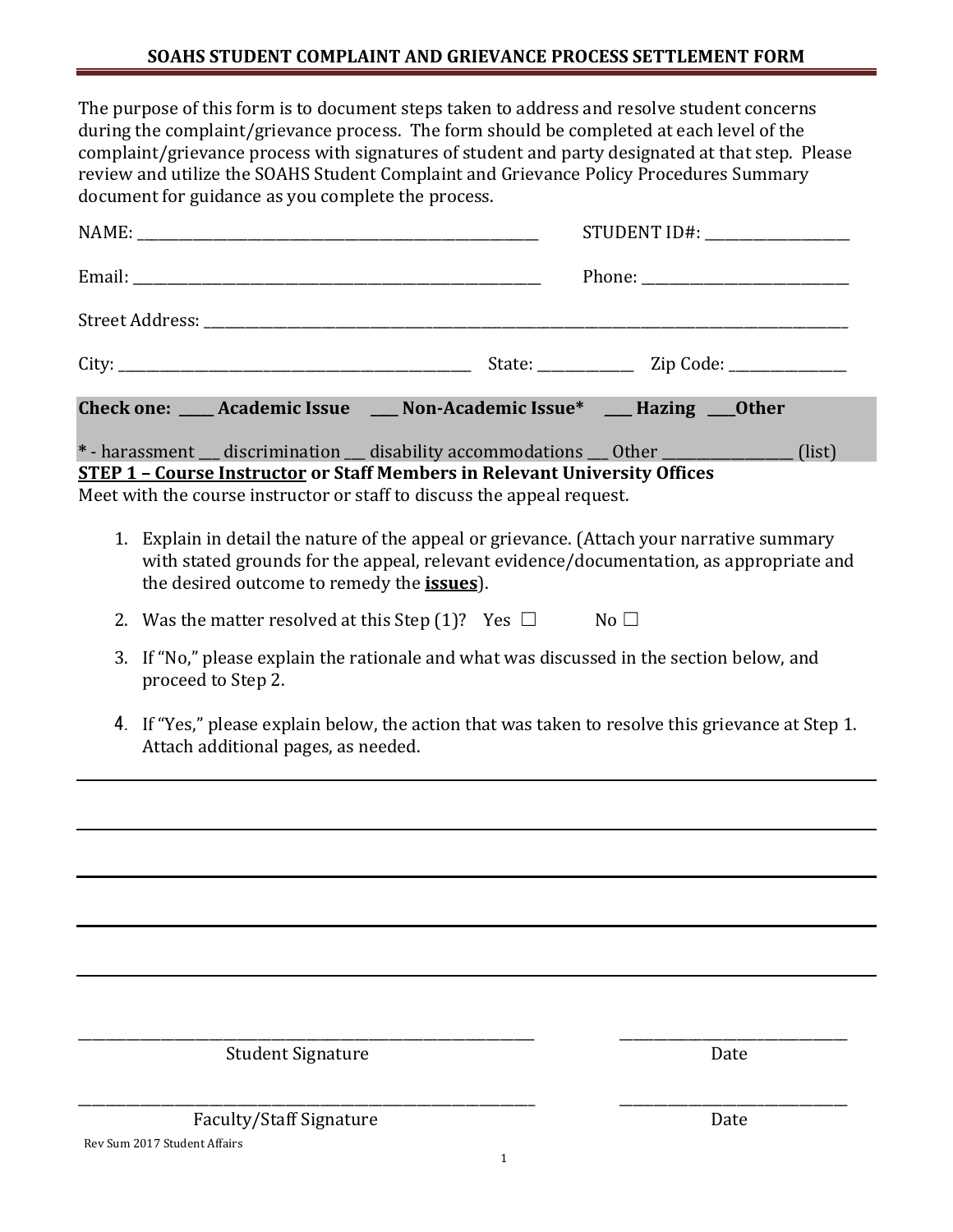# SOAHS STUDENT COMPLAINT AND GRIEVANCE PROCESS SETTLEMENT FORM

The purpose of this form is to document steps taken to address and resolve student concerns during the complaint/grievance process. The form should be completed at each level of the complaint/grievance process with signatures of student and party designated at that step. Please review and utilize the SOAHS Student Complaint and Grievance Policy Procedures Summary document for guidance as you complete the process.

NAME: ______________________________________________________ STUDENT ID#: ____________________

Email: ______________________________________________________ Phone: ____________________________

Street Address: ____________________________________________________________________________________________

City: ________________________________________________ State: _____________ Zip Code: ________________

**Check one: _____ Academic Issue ____ Non-Academic Issue* ____ Hazing ____Other**

* - harassment ___ discrimination ___ disability accommodations ___ Other __________________ (list)

**<u>STEP 1 – Course Instructor</u> or Staff Members in Relevant University Offices**

Meet with the course instructor or staff to discuss the appeal request.

1. Explain in detail the nature of the appeal or grievance. (Attach your narrative summary with stated grounds for the appeal, relevant evidence/documentation, as appropriate and the desired outcome to remedy the **<u>issues</u>**).
2. Was the matter resolved at this Step (1)? Yes ☐ No ☐
3. If "No," please explain the rationale and what was discussed in the section below, and proceed to Step 2.
4. If "Yes," please explain below, the action that was taken to resolve this grievance at Step 1. Attach additional pages, as needed.

_____________________________________________________________________________________________

_____________________________________________________________________________________________

_____________________________________________________________________________________________

_____________________________________________________________________________________________

_____________________________________________________________________________________________

_______________________________________________________________ _______________________________

Student Signature Date

_______________________________________________________________ _______________________________

Faculty/Staff Signature Date

Rev Sum 2017 Student Affairs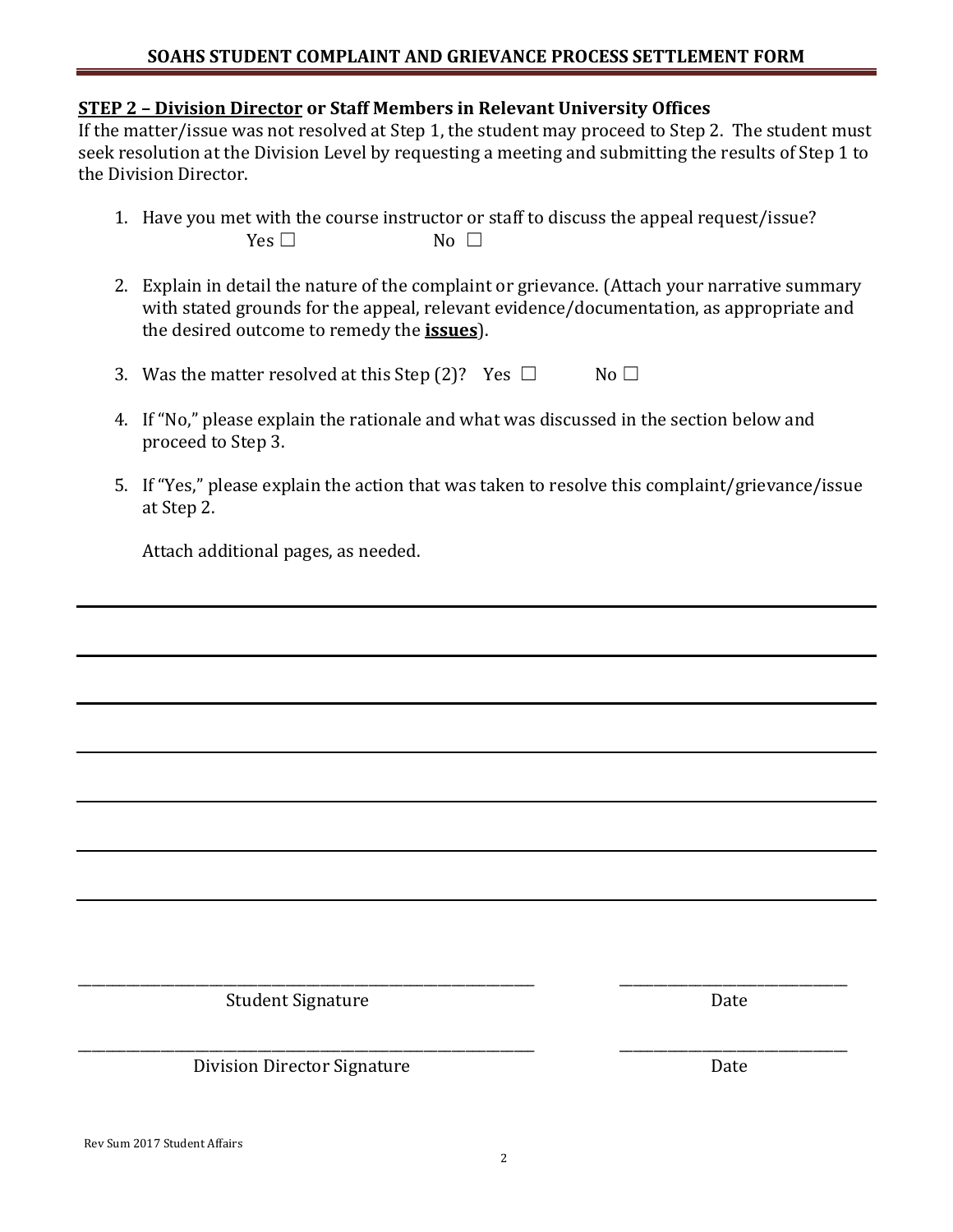**SOAHS STUDENT COMPLAINT AND GRIEVANCE PROCESS SETTLEMENT FORM**

**<u>STEP 2 – Division Director</u> or Staff Members in Relevant University Offices**

If the matter/issue was not resolved at Step 1, the student may proceed to Step 2. The student must seek resolution at the Division Level by requesting a meeting and submitting the results of Step 1 to the Division Director.

1. Have you met with the course instructor or staff to discuss the appeal request/issue?
   Yes ☐ No ☐

2. Explain in detail the nature of the complaint or grievance. (Attach your narrative summary with stated grounds for the appeal, relevant evidence/documentation, as appropriate and the desired outcome to remedy the **<u>issues</u>**).

3. Was the matter resolved at this Step (2)? Yes ☐ No ☐

4. If "No," please explain the rationale and what was discussed in the section below and proceed to Step 3.

5. If "Yes," please explain the action that was taken to resolve this complaint/grievance/issue at Step 2.

   Attach additional pages, as needed.

______________________________________________________________________________

______________________________________________________________________________

______________________________________________________________________________

______________________________________________________________________________

______________________________________________________________________________

______________________________________________________________________________

______________________________________________________________________________

_____________________________________________ ________________________

Student Signature Date

_____________________________________________ ________________________

Division Director Signature Date

Rev Sum 2017 Student Affairs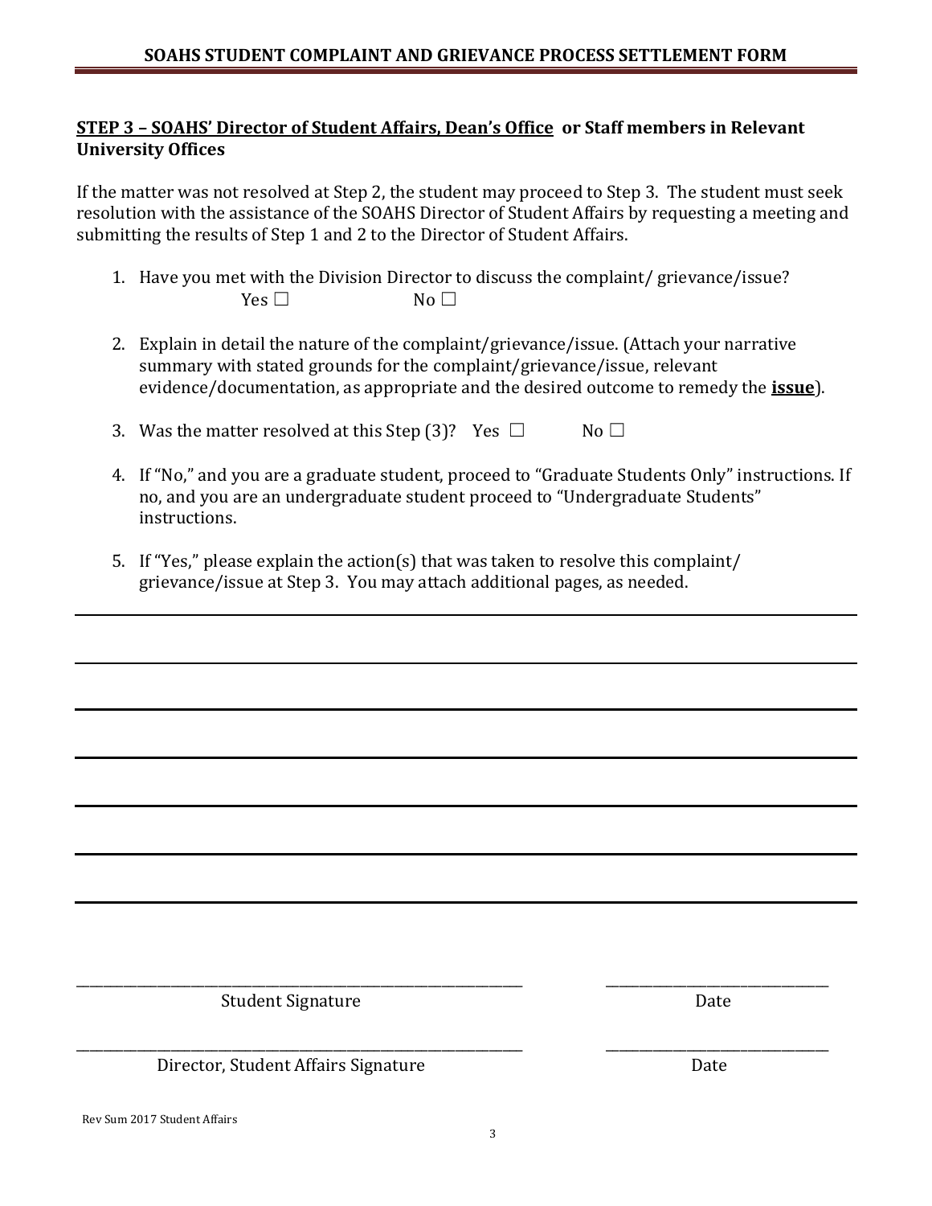## SOAHS STUDENT COMPLAINT AND GRIEVANCE PROCESS SETTLEMENT FORM

### **STEP 3 – SOAHS' Director of Student Affairs, Dean's Office or Staff members in Relevant University Offices**

If the matter was not resolved at Step 2, the student may proceed to Step 3. The student must seek resolution with the assistance of the SOAHS Director of Student Affairs by requesting a meeting and submitting the results of Step 1 and 2 to the Director of Student Affairs.

1. Have you met with the Division Director to discuss the complaint/ grievance/issue?
   Yes ☐ No ☐

2. Explain in detail the nature of the complaint/grievance/issue. (Attach your narrative summary with stated grounds for the complaint/grievance/issue, relevant evidence/documentation, as appropriate and the desired outcome to remedy the **issue**).

3. Was the matter resolved at this Step (3)? Yes ☐ No ☐

4. If "No," and you are a graduate student, proceed to "Graduate Students Only" instructions. If no, and you are an undergraduate student proceed to "Undergraduate Students" instructions.

5. If "Yes," please explain the action(s) that was taken to resolve this complaint/ grievance/issue at Step 3. You may attach additional pages, as needed.

______________________________________________________________________________

______________________________________________________________________________

______________________________________________________________________________

______________________________________________________________________________

______________________________________________________________________________

______________________________________________________________________________

______________________________________________________________________________

_______________________________________ _______________________

Student Signature Date

_______________________________________ _______________________

Director, Student Affairs Signature Date

Rev Sum 2017 Student Affairs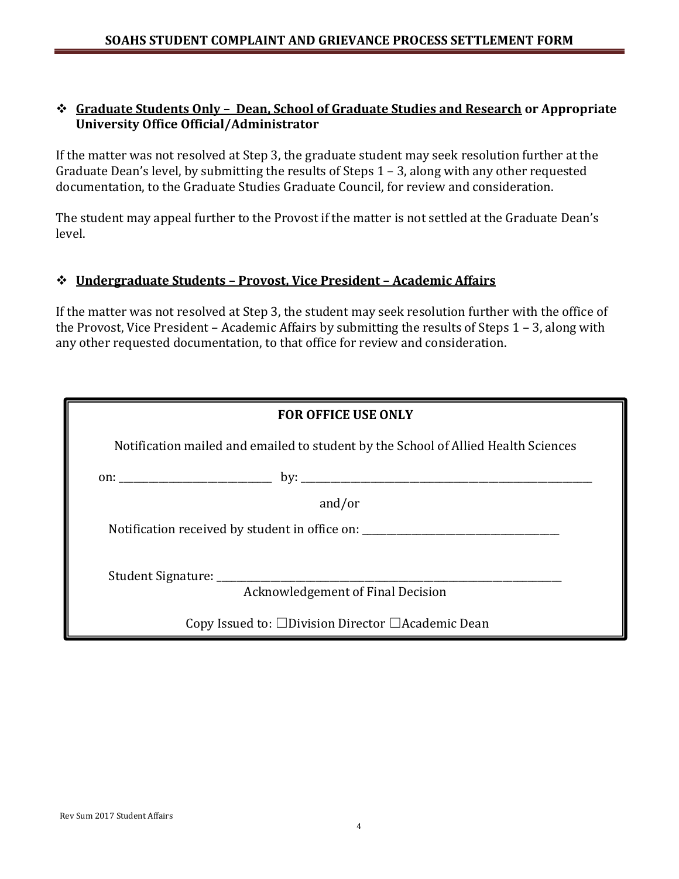- **Graduate Students Only – Dean, School of Graduate Studies and Research or Appropriate University Office Official/Administrator**

If the matter was not resolved at Step 3, the graduate student may seek resolution further at the Graduate Dean's level, by submitting the results of Steps 1 – 3, along with any other requested documentation, to the Graduate Studies Graduate Council, for review and consideration.

The student may appeal further to the Provost if the matter is not settled at the Graduate Dean's level.

- **Undergraduate Students – Provost, Vice President – Academic Affairs**

If the matter was not resolved at Step 3, the student may seek resolution further with the office of the Provost, Vice President – Academic Affairs by submitting the results of Steps 1 – 3, along with any other requested documentation, to that office for review and consideration.

**FOR OFFICE USE ONLY**

Notification mailed and emailed to student by the School of Allied Health Sciences

on: ______________________________ by: __________________________________________________________

and/or

Notification received by student in office on: ______________________________________

Student Signature: __________________________________________________________________________
Acknowledgement of Final Decision

Copy Issued to: ☐Division Director ☐Academic Dean

Rev Sum 2017 Student Affairs